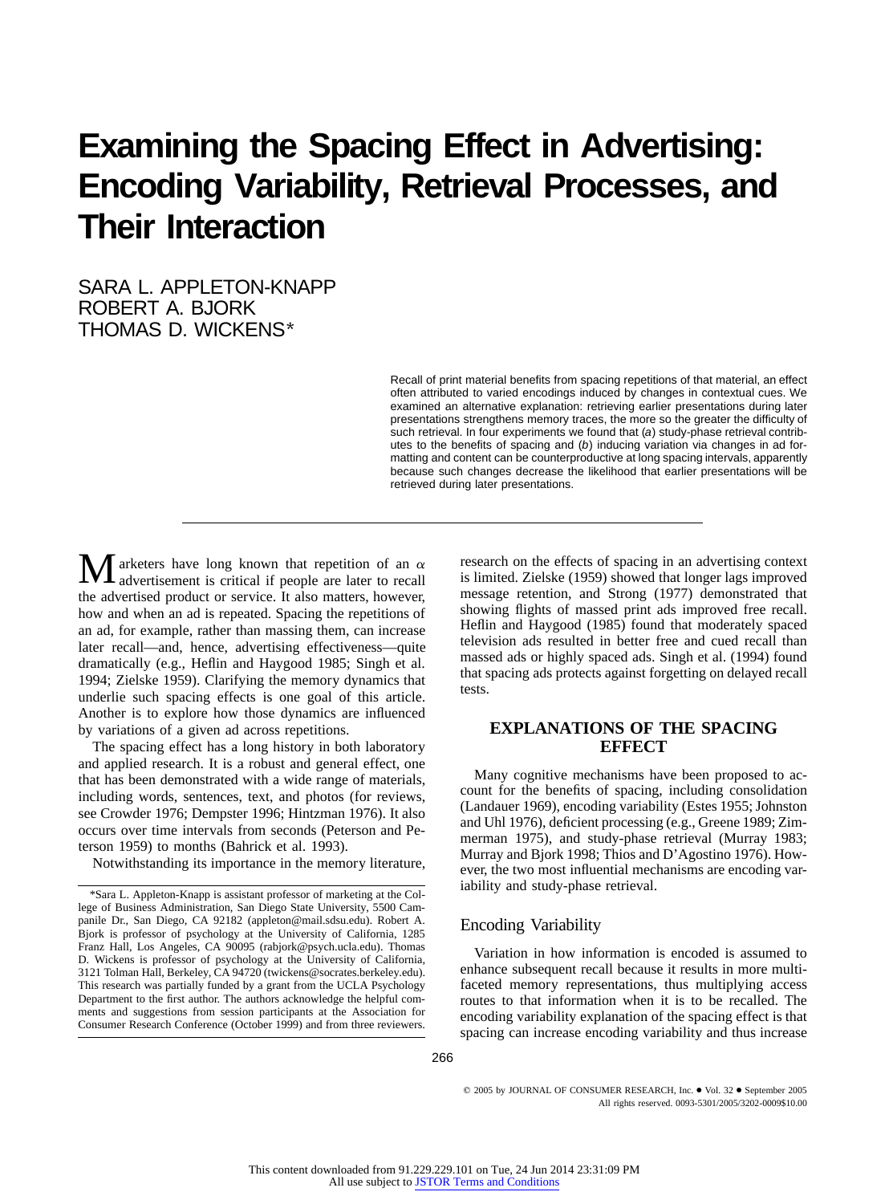# Examining the Spacing Effect in Advertising: Encoding Variability, Retrieval Processes, and Their Interaction

SARA L. APPLETON-KNAPP
ROBERT A. BJORK
THOMAS D. WICKENS*

Recall of print material benefits from spacing repetitions of that material, an effect often attributed to varied encodings induced by changes in contextual cues. We examined an alternative explanation: retrieving earlier presentations during later presentations strengthens memory traces, the more so the greater the difficulty of such retrieval. In four experiments we found that (*a*) study-phase retrieval contributes to the benefits of spacing and (*b*) inducing variation via changes in ad formatting and content can be counterproductive at long spacing intervals, apparently because such changes decrease the likelihood that earlier presentations will be retrieved during later presentations.

---

Marketers have long known that repetition of an $\alpha$ advertisement is critical if people are later to recall the advertised product or service. It also matters, however, how and when an ad is repeated. Spacing the repetitions of an ad, for example, rather than massing them, can increase later recall—and, hence, advertising effectiveness—quite dramatically (e.g., Heflin and Haygood 1985; Singh et al. 1994; Zielske 1959). Clarifying the memory dynamics that underlie such spacing effects is one goal of this article. Another is to explore how those dynamics are influenced by variations of a given ad across repetitions.

The spacing effect has a long history in both laboratory and applied research. It is a robust and general effect, one that has been demonstrated with a wide range of materials, including words, sentences, text, and photos (for reviews, see Crowder 1976; Dempster 1996; Hintzman 1976). It also occurs over time intervals from seconds (Peterson and Peterson 1959) to months (Bahrick et al. 1993).

Notwithstanding its importance in the memory literature, research on the effects of spacing in an advertising context is limited. Zielske (1959) showed that longer lags improved message retention, and Strong (1977) demonstrated that showing flights of massed print ads improved free recall. Heflin and Haygood (1985) found that moderately spaced television ads resulted in better free and cued recall than massed ads or highly spaced ads. Singh et al. (1994) found that spacing ads protects against forgetting on delayed recall tests.

## EXPLANATIONS OF THE SPACING EFFECT

Many cognitive mechanisms have been proposed to account for the benefits of spacing, including consolidation (Landauer 1969), encoding variability (Estes 1955; Johnston and Uhl 1976), deficient processing (e.g., Greene 1989; Zimmerman 1975), and study-phase retrieval (Murray 1983; Murray and Bjork 1998; Thios and D'Agostino 1976). However, the two most influential mechanisms are encoding variability and study-phase retrieval.

### Encoding Variability

Variation in how information is encoded is assumed to enhance subsequent recall because it results in more multifaceted memory representations, thus multiplying access routes to that information when it is to be recalled. The encoding variability explanation of the spacing effect is that spacing can increase encoding variability and thus increase

---

*Sara L. Appleton-Knapp is assistant professor of marketing at the College of Business Administration, San Diego State University, 5500 Campanile Dr., San Diego, CA 92182 (appleton@mail.sdsu.edu). Robert A. Bjork is professor of psychology at the University of California, 1285 Franz Hall, Los Angeles, CA 90095 (rabjork@psych.ucla.edu). Thomas D. Wickens is professor of psychology at the University of California, 3121 Tolman Hall, Berkeley, CA 94720 (twickens@socrates.berkeley.edu). This research was partially funded by a grant from the UCLA Psychology Department to the first author. The authors acknowledge the helpful comments and suggestions from session participants at the Association for Consumer Research Conference (October 1999) and from three reviewers.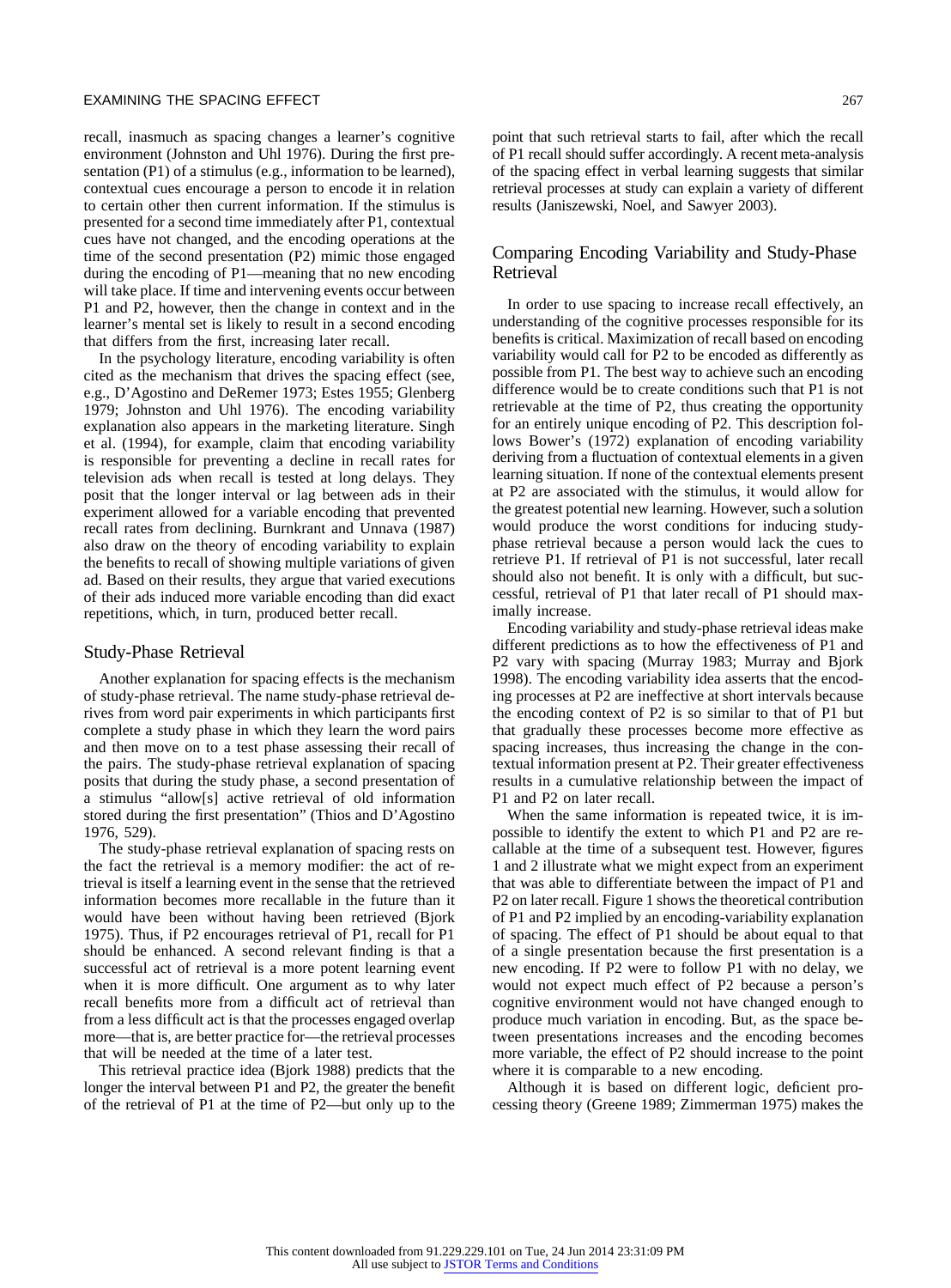recall, inasmuch as spacing changes a learner's cognitive environment (Johnston and Uhl 1976). During the first presentation (P1) of a stimulus (e.g., information to be learned), contextual cues encourage a person to encode it in relation to certain other then current information. If the stimulus is presented for a second time immediately after P1, contextual cues have not changed, and the encoding operations at the time of the second presentation (P2) mimic those engaged during the encoding of P1—meaning that no new encoding will take place. If time and intervening events occur between P1 and P2, however, then the change in context and in the learner's mental set is likely to result in a second encoding that differs from the first, increasing later recall.

In the psychology literature, encoding variability is often cited as the mechanism that drives the spacing effect (see, e.g., D'Agostino and DeRemer 1973; Estes 1955; Glenberg 1979; Johnston and Uhl 1976). The encoding variability explanation also appears in the marketing literature. Singh et al. (1994), for example, claim that encoding variability is responsible for preventing a decline in recall rates for television ads when recall is tested at long delays. They posit that the longer interval or lag between ads in their experiment allowed for a variable encoding that prevented recall rates from declining. Burnkrant and Unnava (1987) also draw on the theory of encoding variability to explain the benefits to recall of showing multiple variations of given ad. Based on their results, they argue that varied executions of their ads induced more variable encoding than did exact repetitions, which, in turn, produced better recall.

## Study-Phase Retrieval

Another explanation for spacing effects is the mechanism of study-phase retrieval. The name study-phase retrieval derives from word pair experiments in which participants first complete a study phase in which they learn the word pairs and then move on to a test phase assessing their recall of the pairs. The study-phase retrieval explanation of spacing posits that during the study phase, a second presentation of a stimulus "allow[s] active retrieval of old information stored during the first presentation" (Thios and D'Agostino 1976, 529).

The study-phase retrieval explanation of spacing rests on the fact the retrieval is a memory modifier: the act of retrieval is itself a learning event in the sense that the retrieved information becomes more recallable in the future than it would have been without having been retrieved (Bjork 1975). Thus, if P2 encourages retrieval of P1, recall for P1 should be enhanced. A second relevant finding is that a successful act of retrieval is a more potent learning event when it is more difficult. One argument as to why later recall benefits more from a difficult act of retrieval than from a less difficult act is that the processes engaged overlap more—that is, are better practice for—the retrieval processes that will be needed at the time of a later test.

This retrieval practice idea (Bjork 1988) predicts that the longer the interval between P1 and P2, the greater the benefit of the retrieval of P1 at the time of P2—but only up to the point that such retrieval starts to fail, after which the recall of P1 recall should suffer accordingly. A recent meta-analysis of the spacing effect in verbal learning suggests that similar retrieval processes at study can explain a variety of different results (Janiszewski, Noel, and Sawyer 2003).

## Comparing Encoding Variability and Study-Phase Retrieval

In order to use spacing to increase recall effectively, an understanding of the cognitive processes responsible for its benefits is critical. Maximization of recall based on encoding variability would call for P2 to be encoded as differently as possible from P1. The best way to achieve such an encoding difference would be to create conditions such that P1 is not retrievable at the time of P2, thus creating the opportunity for an entirely unique encoding of P2. This description follows Bower's (1972) explanation of encoding variability deriving from a fluctuation of contextual elements in a given learning situation. If none of the contextual elements present at P2 are associated with the stimulus, it would allow for the greatest potential new learning. However, such a solution would produce the worst conditions for inducing study-phase retrieval because a person would lack the cues to retrieve P1. If retrieval of P1 is not successful, later recall should also not benefit. It is only with a difficult, but successful, retrieval of P1 that later recall of P1 should maximally increase.

Encoding variability and study-phase retrieval ideas make different predictions as to how the effectiveness of P1 and P2 vary with spacing (Murray 1983; Murray and Bjork 1998). The encoding variability idea asserts that the encoding processes at P2 are ineffective at short intervals because the encoding context of P2 is so similar to that of P1 but that gradually these processes become more effective as spacing increases, thus increasing the change in the contextual information present at P2. Their greater effectiveness results in a cumulative relationship between the impact of P1 and P2 on later recall.

When the same information is repeated twice, it is impossible to identify the extent to which P1 and P2 are recallable at the time of a subsequent test. However, figures 1 and 2 illustrate what we might expect from an experiment that was able to differentiate between the impact of P1 and P2 on later recall. Figure 1 shows the theoretical contribution of P1 and P2 implied by an encoding-variability explanation of spacing. The effect of P1 should be about equal to that of a single presentation because the first presentation is a new encoding. If P2 were to follow P1 with no delay, we would not expect much effect of P2 because a person's cognitive environment would not have changed enough to produce much variation in encoding. But, as the space between presentations increases and the encoding becomes more variable, the effect of P2 should increase to the point where it is comparable to a new encoding.

Although it is based on different logic, deficient processing theory (Greene 1989; Zimmerman 1975) makes the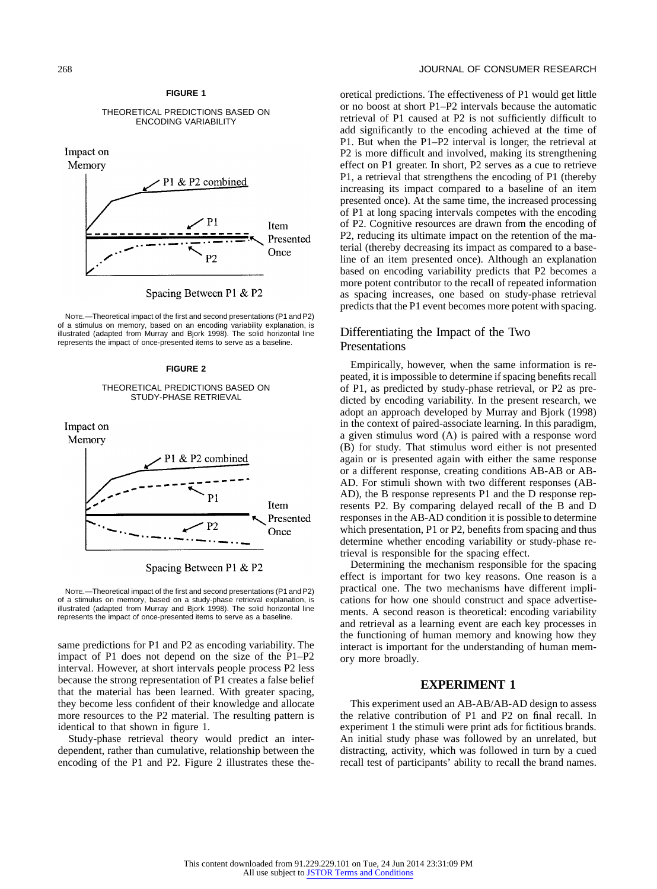**FIGURE 1**

THEORETICAL PREDICTIONS BASED ON ENCODING VARIABILITY

NOTE.—Theoretical impact of the first and second presentations (P1 and P2) of a stimulus on memory, based on an encoding variability explanation, is illustrated (adapted from Murray and Bjork 1998). The solid horizontal line represents the impact of once-presented items to serve as a baseline.

**FIGURE 2**

THEORETICAL PREDICTIONS BASED ON STUDY-PHASE RETRIEVAL

NOTE.—Theoretical impact of the first and second presentations (P1 and P2) of a stimulus on memory, based on a study-phase retrieval explanation, is illustrated (adapted from Murray and Bjork 1998). The solid horizontal line represents the impact of once-presented items to serve as a baseline.

same predictions for P1 and P2 as encoding variability. The impact of P1 does not depend on the size of the P1–P2 interval. However, at short intervals people process P2 less because the strong representation of P1 creates a false belief that the material has been learned. With greater spacing, they become less confident of their knowledge and allocate more resources to the P2 material. The resulting pattern is identical to that shown in figure 1.

Study-phase retrieval theory would predict an interdependent, rather than cumulative, relationship between the encoding of the P1 and P2. Figure 2 illustrates these theoretical predictions. The effectiveness of P1 would get little or no boost at short P1–P2 intervals because the automatic retrieval of P1 caused at P2 is not sufficiently difficult to add significantly to the encoding achieved at the time of P1. But when the P1–P2 interval is longer, the retrieval at P2 is more difficult and involved, making its strengthening effect on P1 greater. In short, P2 serves as a cue to retrieve P1, a retrieval that strengthens the encoding of P1 (thereby increasing its impact compared to a baseline of an item presented once). At the same time, the increased processing of P1 at long spacing intervals competes with the encoding of P2. Cognitive resources are drawn from the encoding of P2, reducing its ultimate impact on the retention of the material (thereby decreasing its impact as compared to a baseline of an item presented once). Although an explanation based on encoding variability predicts that P2 becomes a more potent contributor to the recall of repeated information as spacing increases, one based on study-phase retrieval predicts that the P1 event becomes more potent with spacing.

## Differentiating the Impact of the Two Presentations

Empirically, however, when the same information is repeated, it is impossible to determine if spacing benefits recall of P1, as predicted by study-phase retrieval, or P2 as predicted by encoding variability. In the present research, we adopt an approach developed by Murray and Bjork (1998) in the context of paired-associate learning. In this paradigm, a given stimulus word (A) is paired with a response word (B) for study. That stimulus word either is not presented again or is presented again with either the same response or a different response, creating conditions AB-AB or AB-AD. For stimuli shown with two different responses (AB-AD), the B response represents P1 and the D response represents P2. By comparing delayed recall of the B and D responses in the AB-AD condition it is possible to determine which presentation, P1 or P2, benefits from spacing and thus determine whether encoding variability or study-phase retrieval is responsible for the spacing effect.

Determining the mechanism responsible for the spacing effect is important for two key reasons. One reason is a practical one. The two mechanisms have different implications for how one should construct and space advertisements. A second reason is theoretical: encoding variability and retrieval as a learning event are each key processes in the functioning of human memory and knowing how they interact is important for the understanding of human memory more broadly.

# EXPERIMENT 1

This experiment used an AB-AB/AB-AD design to assess the relative contribution of P1 and P2 on final recall. In experiment 1 the stimuli were print ads for fictitious brands. An initial study phase was followed by an unrelated, but distracting, activity, which was followed in turn by a cued recall test of participants' ability to recall the brand names.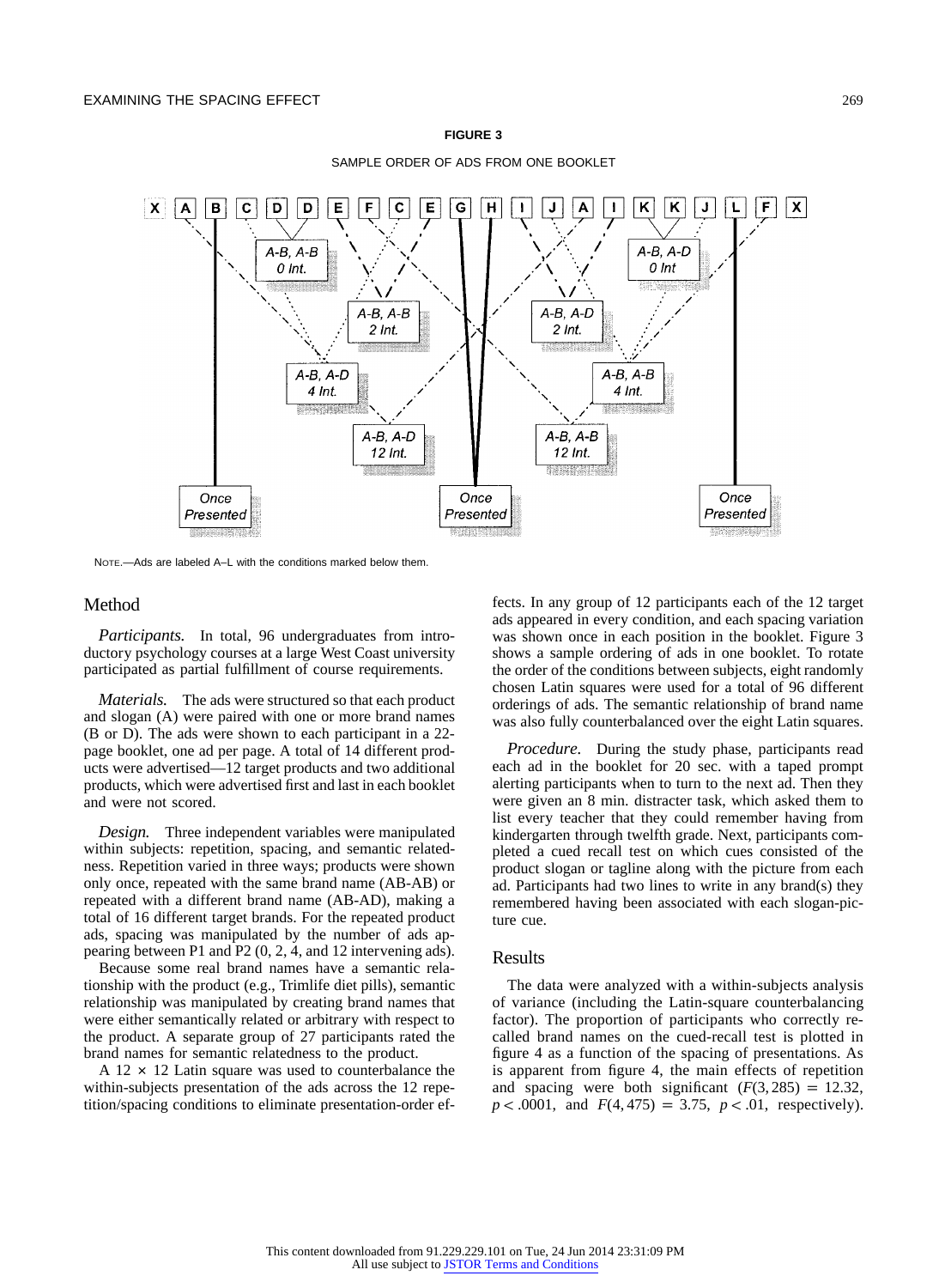**FIGURE 3**

SAMPLE ORDER OF ADS FROM ONE BOOKLET

X A B C D D E F C E G H I J A I K K J L F X

NOTE.—Ads are labeled A–L with the conditions marked below them.

## Method

*Participants.* In total, 96 undergraduates from introductory psychology courses at a large West Coast university participated as partial fulfillment of course requirements.

*Materials.* The ads were structured so that each product and slogan (A) were paired with one or more brand names (B or D). The ads were shown to each participant in a 22-page booklet, one ad per page. A total of 14 different products were advertised—12 target products and two additional products, which were advertised first and last in each booklet and were not scored.

*Design.* Three independent variables were manipulated within subjects: repetition, spacing, and semantic relatedness. Repetition varied in three ways; products were shown only once, repeated with the same brand name (AB-AB) or repeated with a different brand name (AB-AD), making a total of 16 different target brands. For the repeated product ads, spacing was manipulated by the number of ads appearing between P1 and P2 (0, 2, 4, and 12 intervening ads).

Because some real brand names have a semantic relationship with the product (e.g., Trimlife diet pills), semantic relationship was manipulated by creating brand names that were either semantically related or arbitrary with respect to the product. A separate group of 27 participants rated the brand names for semantic relatedness to the product.

A $12 \times 12$ Latin square was used to counterbalance the within-subjects presentation of the ads across the 12 repetition/spacing conditions to eliminate presentation-order effects. In any group of 12 participants each of the 12 target ads appeared in every condition, and each spacing variation was shown once in each position in the booklet. Figure 3 shows a sample ordering of ads in one booklet. To rotate the order of the conditions between subjects, eight randomly chosen Latin squares were used for a total of 96 different orderings of ads. The semantic relationship of brand name was also fully counterbalanced over the eight Latin squares.

*Procedure.* During the study phase, participants read each ad in the booklet for 20 sec. with a taped prompt alerting participants when to turn to the next ad. Then they were given an 8 min. distracter task, which asked them to list every teacher that they could remember having from kindergarten through twelfth grade. Next, participants completed a cued recall test on which cues consisted of the product slogan or tagline along with the picture from each ad. Participants had two lines to write in any brand(s) they remembered having been associated with each slogan-picture cue.

## Results

The data were analyzed with a within-subjects analysis of variance (including the Latin-square counterbalancing factor). The proportion of participants who correctly recalled brand names on the cued-recall test is plotted in figure 4 as a function of the spacing of presentations. As is apparent from figure 4, the main effects of repetition and spacing were both significant ($F(3, 285) = 12.32$, $p < .0001$, and $F(4, 475) = 3.75$, $p < .01$, respectively).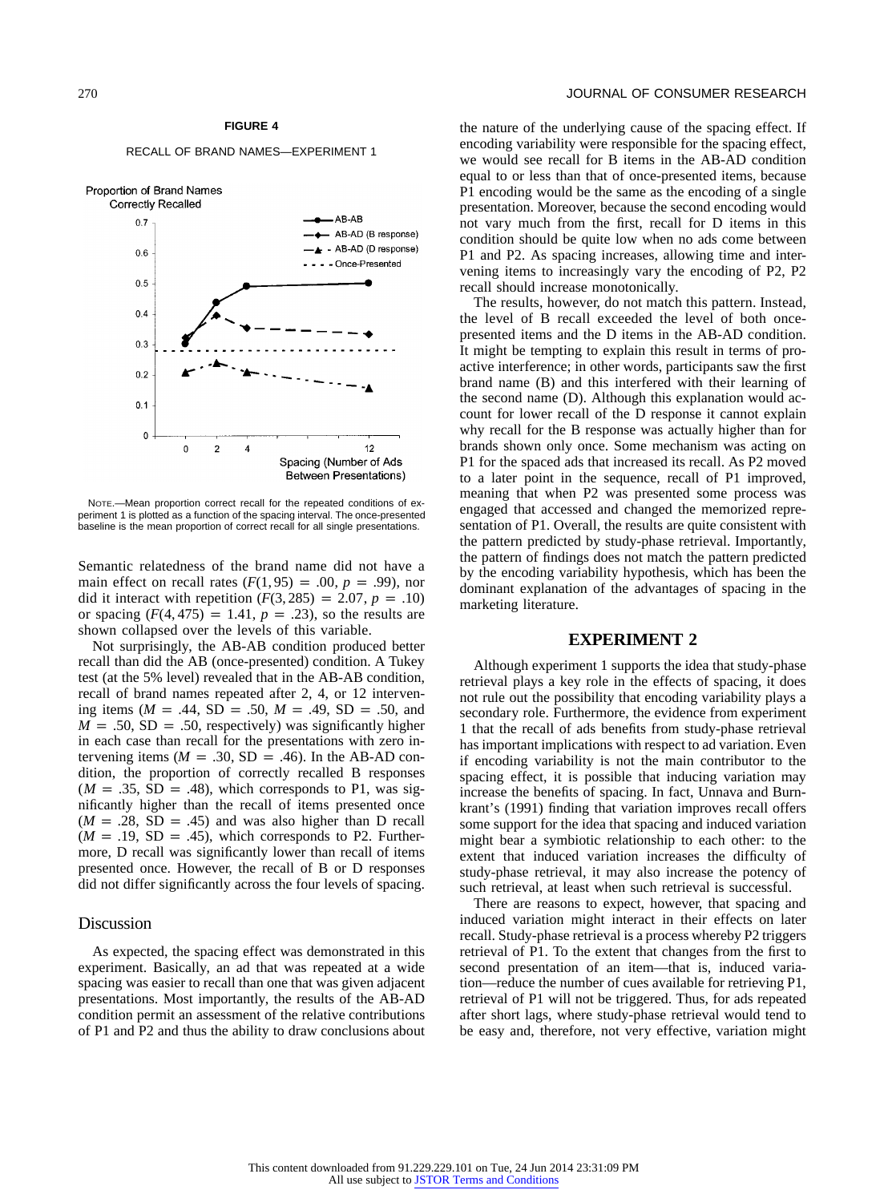**FIGURE 4**

RECALL OF BRAND NAMES—EXPERIMENT 1

NOTE.—Mean proportion correct recall for the repeated conditions of experiment 1 is plotted as a function of the spacing interval. The once-presented baseline is the mean proportion of correct recall for all single presentations.

Semantic relatedness of the brand name did not have a main effect on recall rates ($F(1, 95) = .00$, $p = .99$), nor did it interact with repetition ($F(3, 285) = 2.07$, $p = .10$) or spacing ($F(4, 475) = 1.41$, $p = .23$), so the results are shown collapsed over the levels of this variable.

Not surprisingly, the AB-AB condition produced better recall than did the AB (once-presented) condition. A Tukey test (at the 5% level) revealed that in the AB-AB condition, recall of brand names repeated after 2, 4, or 12 intervening items ($M = .44$, $SD = .50$, $M = .49$, $SD = .50$, and $M = .50$, $SD = .50$, respectively) was significantly higher in each case than recall for the presentations with zero intervening items ($M = .30$, $SD = .46$). In the AB-AD condition, the proportion of correctly recalled B responses ($M = .35$, $SD = .48$), which corresponds to P1, was significantly higher than the recall of items presented once ($M = .28$, $SD = .45$) and was also higher than D recall ($M = .19$, $SD = .45$), which corresponds to P2. Furthermore, D recall was significantly lower than recall of items presented once. However, the recall of B or D responses did not differ significantly across the four levels of spacing.

## Discussion

As expected, the spacing effect was demonstrated in this experiment. Basically, an ad that was repeated at a wide spacing was easier to recall than one that was given adjacent presentations. Most importantly, the results of the AB-AD condition permit an assessment of the relative contributions of P1 and P2 and thus the ability to draw conclusions about the nature of the underlying cause of the spacing effect. If encoding variability were responsible for the spacing effect, we would see recall for B items in the AB-AD condition equal to or less than that of once-presented items, because P1 encoding would be the same as the encoding of a single presentation. Moreover, because the second encoding would not vary much from the first, recall for D items in this condition should be quite low when no ads come between P1 and P2. As spacing increases, allowing time and intervening items to increasingly vary the encoding of P2, P2 recall should increase monotonically.

The results, however, do not match this pattern. Instead, the level of B recall exceeded the level of both once-presented items and the D items in the AB-AD condition. It might be tempting to explain this result in terms of proactive interference; in other words, participants saw the first brand name (B) and this interfered with their learning of the second name (D). Although this explanation would account for lower recall of the D response it cannot explain why recall for the B response was actually higher than for brands shown only once. Some mechanism was acting on P1 for the spaced ads that increased its recall. As P2 moved to a later point in the sequence, recall of P1 improved, meaning that when P2 was presented some process was engaged that accessed and changed the memorized representation of P1. Overall, the results are quite consistent with the pattern predicted by study-phase retrieval. Importantly, the pattern of findings does not match the pattern predicted by the encoding variability hypothesis, which has been the dominant explanation of the advantages of spacing in the marketing literature.

## EXPERIMENT 2

Although experiment 1 supports the idea that study-phase retrieval plays a key role in the effects of spacing, it does not rule out the possibility that encoding variability plays a secondary role. Furthermore, the evidence from experiment 1 that the recall of ads benefits from study-phase retrieval has important implications with respect to ad variation. Even if encoding variability is not the main contributor to the spacing effect, it is possible that inducing variation may increase the benefits of spacing. In fact, Unnava and Burnkrant's (1991) finding that variation improves recall offers some support for the idea that spacing and induced variation might bear a symbiotic relationship to each other: to the extent that induced variation increases the difficulty of study-phase retrieval, it may also increase the potency of such retrieval, at least when such retrieval is successful.

There are reasons to expect, however, that spacing and induced variation might interact in their effects on later recall. Study-phase retrieval is a process whereby P2 triggers retrieval of P1. To the extent that changes from the first to second presentation of an item—that is, induced variation—reduce the number of cues available for retrieving P1, retrieval of P1 will not be triggered. Thus, for ads repeated after short lags, where study-phase retrieval would tend to be easy and, therefore, not very effective, variation might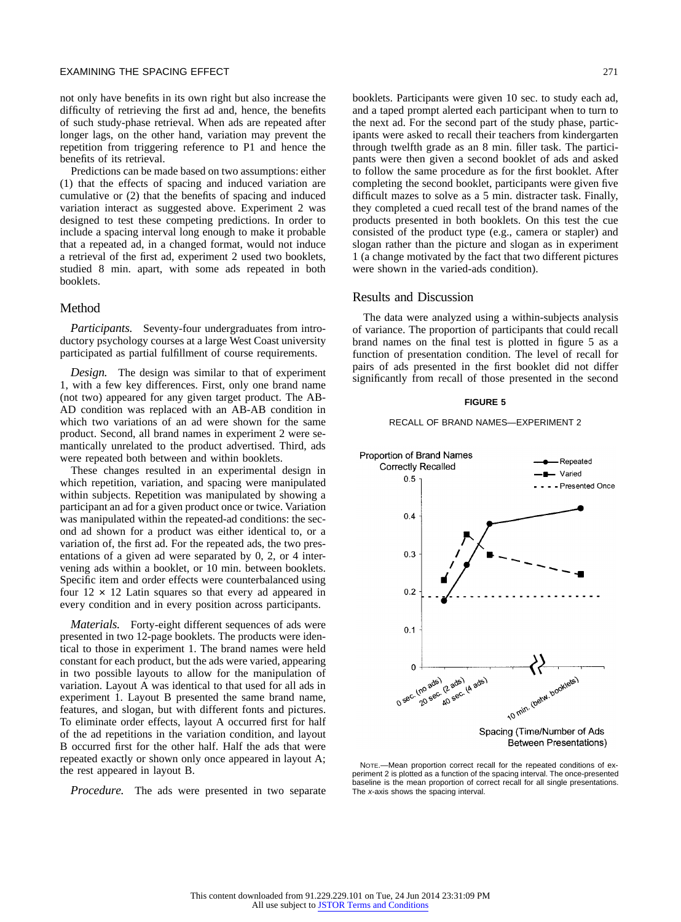not only have benefits in its own right but also increase the difficulty of retrieving the first ad and, hence, the benefits of such study-phase retrieval. When ads are repeated after longer lags, on the other hand, variation may prevent the repetition from triggering reference to P1 and hence the benefits of its retrieval.

Predictions can be made based on two assumptions: either (1) that the effects of spacing and induced variation are cumulative or (2) that the benefits of spacing and induced variation interact as suggested above. Experiment 2 was designed to test these competing predictions. In order to include a spacing interval long enough to make it probable that a repeated ad, in a changed format, would not induce a retrieval of the first ad, experiment 2 used two booklets, studied 8 min. apart, with some ads repeated in both booklets.

## Method

*Participants.* Seventy-four undergraduates from introductory psychology courses at a large West Coast university participated as partial fulfillment of course requirements.

*Design.* The design was similar to that of experiment 1, with a few key differences. First, only one brand name (not two) appeared for any given target product. The AB-AD condition was replaced with an AB-AB condition in which two variations of an ad were shown for the same product. Second, all brand names in experiment 2 were semantically unrelated to the product advertised. Third, ads were repeated both between and within booklets.

These changes resulted in an experimental design in which repetition, variation, and spacing were manipulated within subjects. Repetition was manipulated by showing a participant an ad for a given product once or twice. Variation was manipulated within the repeated-ad conditions: the second ad shown for a product was either identical to, or a variation of, the first ad. For the repeated ads, the two presentations of a given ad were separated by 0, 2, or 4 intervening ads within a booklet, or 10 min. between booklets. Specific item and order effects were counterbalanced using four $12 \times 12$ Latin squares so that every ad appeared in every condition and in every position across participants.

*Materials.* Forty-eight different sequences of ads were presented in two 12-page booklets. The products were identical to those in experiment 1. The brand names were held constant for each product, but the ads were varied, appearing in two possible layouts to allow for the manipulation of variation. Layout A was identical to that used for all ads in experiment 1. Layout B presented the same brand name, features, and slogan, but with different fonts and pictures. To eliminate order effects, layout A occurred first for half of the ad repetitions in the variation condition, and layout B occurred first for the other half. Half the ads that were repeated exactly or shown only once appeared in layout A; the rest appeared in layout B.

*Procedure.* The ads were presented in two separate booklets. Participants were given 10 sec. to study each ad, and a taped prompt alerted each participant when to turn to the next ad. For the second part of the study phase, participants were asked to recall their teachers from kindergarten through twelfth grade as an 8 min. filler task. The participants were then given a second booklet of ads and asked to follow the same procedure as for the first booklet. After completing the second booklet, participants were given five difficult mazes to solve as a 5 min. distracter task. Finally, they completed a cued recall test of the brand names of the products presented in both booklets. On this test the cue consisted of the product type (e.g., camera or stapler) and slogan rather than the picture and slogan as in experiment 1 (a change motivated by the fact that two different pictures were shown in the varied-ads condition).

## Results and Discussion

The data were analyzed using a within-subjects analysis of variance. The proportion of participants that could recall brand names on the final test is plotted in figure 5 as a function of presentation condition. The level of recall for pairs of ads presented in the first booklet did not differ significantly from recall of those presented in the second

**FIGURE 5**

RECALL OF BRAND NAMES—EXPERIMENT 2

NOTE.—Mean proportion correct recall for the repeated conditions of experiment 2 is plotted as a function of the spacing interval. The once-presented baseline is the mean proportion of correct recall for all single presentations. The *x*-axis shows the spacing interval.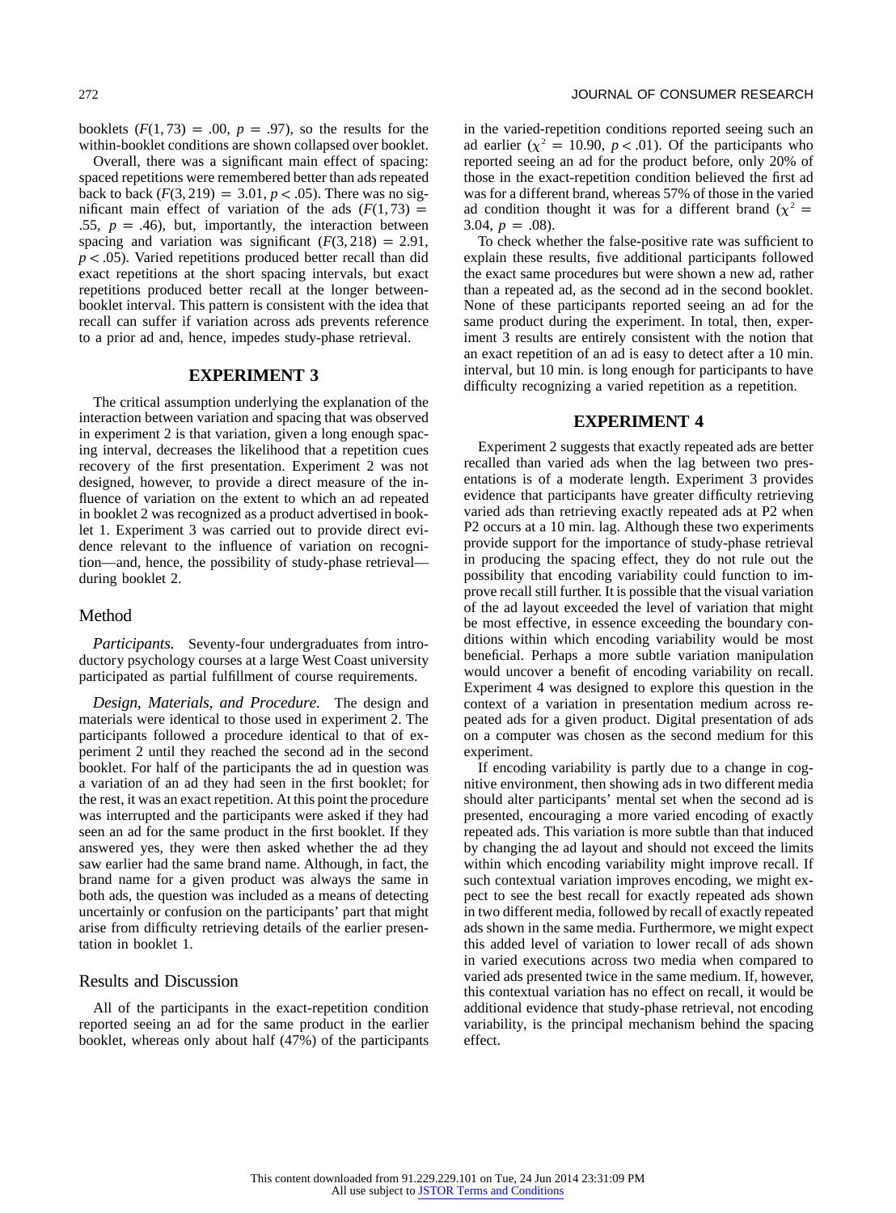booklets ($F(1, 73) = .00$, $p = .97$), so the results for the within-booklet conditions are shown collapsed over booklet.

Overall, there was a significant main effect of spacing: spaced repetitions were remembered better than ads repeated back to back ($F(3, 219) = 3.01$, $p < .05$). There was no significant main effect of variation of the ads ($F(1, 73) = .55$, $p = .46$), but, importantly, the interaction between spacing and variation was significant ($F(3, 218) = 2.91$, $p < .05$). Varied repetitions produced better recall than did exact repetitions at the short spacing intervals, but exact repetitions produced better recall at the longer between-booklet interval. This pattern is consistent with the idea that recall can suffer if variation across ads prevents reference to a prior ad and, hence, impedes study-phase retrieval.

## EXPERIMENT 3

The critical assumption underlying the explanation of the interaction between variation and spacing that was observed in experiment 2 is that variation, given a long enough spacing interval, decreases the likelihood that a repetition cues recovery of the first presentation. Experiment 2 was not designed, however, to provide a direct measure of the influence of variation on the extent to which an ad repeated in booklet 2 was recognized as a product advertised in booklet 1. Experiment 3 was carried out to provide direct evidence relevant to the influence of variation on recognition—and, hence, the possibility of study-phase retrieval—during booklet 2.

### Method

*Participants.* Seventy-four undergraduates from introductory psychology courses at a large West Coast university participated as partial fulfillment of course requirements.

*Design, Materials, and Procedure.* The design and materials were identical to those used in experiment 2. The participants followed a procedure identical to that of experiment 2 until they reached the second ad in the second booklet. For half of the participants the ad in question was a variation of an ad they had seen in the first booklet; for the rest, it was an exact repetition. At this point the procedure was interrupted and the participants were asked if they had seen an ad for the same product in the first booklet. If they answered yes, they were then asked whether the ad they saw earlier had the same brand name. Although, in fact, the brand name for a given product was always the same in both ads, the question was included as a means of detecting uncertainly or confusion on the participants' part that might arise from difficulty retrieving details of the earlier presentation in booklet 1.

### Results and Discussion

All of the participants in the exact-repetition condition reported seeing an ad for the same product in the earlier booklet, whereas only about half (47%) of the participants in the varied-repetition conditions reported seeing such an ad earlier ($\chi^2 = 10.90$, $p < .01$). Of the participants who reported seeing an ad for the product before, only 20% of those in the exact-repetition condition believed the first ad was for a different brand, whereas 57% of those in the varied ad condition thought it was for a different brand ($\chi^2 = 3.04$, $p = .08$).

To check whether the false-positive rate was sufficient to explain these results, five additional participants followed the exact same procedures but were shown a new ad, rather than a repeated ad, as the second ad in the second booklet. None of these participants reported seeing an ad for the same product during the experiment. In total, then, experiment 3 results are entirely consistent with the notion that an exact repetition of an ad is easy to detect after a 10 min. interval, but 10 min. is long enough for participants to have difficulty recognizing a varied repetition as a repetition.

## EXPERIMENT 4

Experiment 2 suggests that exactly repeated ads are better recalled than varied ads when the lag between two presentations is of a moderate length. Experiment 3 provides evidence that participants have greater difficulty retrieving varied ads than retrieving exactly repeated ads at P2 when P2 occurs at a 10 min. lag. Although these two experiments provide support for the importance of study-phase retrieval in producing the spacing effect, they do not rule out the possibility that encoding variability could function to improve recall still further. It is possible that the visual variation of the ad layout exceeded the level of variation that might be most effective, in essence exceeding the boundary conditions within which encoding variability would be most beneficial. Perhaps a more subtle variation manipulation would uncover a benefit of encoding variability on recall. Experiment 4 was designed to explore this question in the context of a variation in presentation medium across repeated ads for a given product. Digital presentation of ads on a computer was chosen as the second medium for this experiment.

If encoding variability is partly due to a change in cognitive environment, then showing ads in two different media should alter participants' mental set when the second ad is presented, encouraging a more varied encoding of exactly repeated ads. This variation is more subtle than that induced by changing the ad layout and should not exceed the limits within which encoding variability might improve recall. If such contextual variation improves encoding, we might expect to see the best recall for exactly repeated ads shown in two different media, followed by recall of exactly repeated ads shown in the same media. Furthermore, we might expect this added level of variation to lower recall of ads shown in varied executions across two media when compared to varied ads presented twice in the same medium. If, however, this contextual variation has no effect on recall, it would be additional evidence that study-phase retrieval, not encoding variability, is the principal mechanism behind the spacing effect.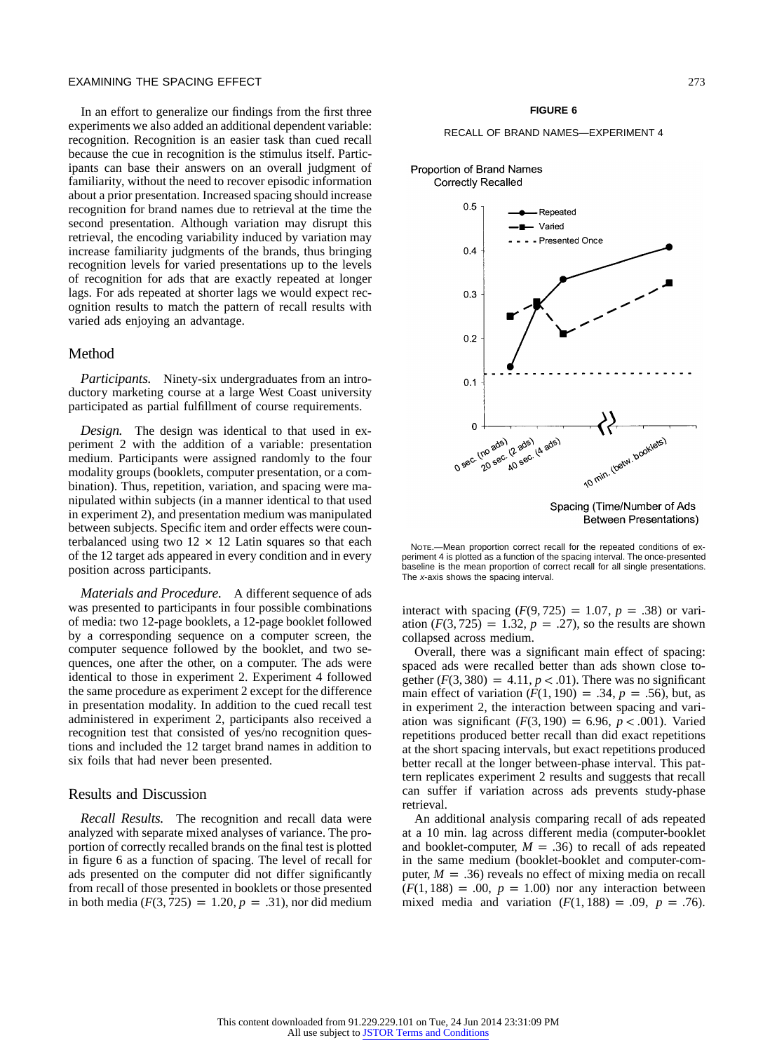In an effort to generalize our findings from the first three experiments we also added an additional dependent variable: recognition. Recognition is an easier task than cued recall because the cue in recognition is the stimulus itself. Participants can base their answers on an overall judgment of familiarity, without the need to recover episodic information about a prior presentation. Increased spacing should increase recognition for brand names due to retrieval at the time the second presentation. Although variation may disrupt this retrieval, the encoding variability induced by variation may increase familiarity judgments of the brands, thus bringing recognition levels for varied presentations up to the levels of recognition for ads that are exactly repeated at longer lags. For ads repeated at shorter lags we would expect recognition results to match the pattern of recall results with varied ads enjoying an advantage.

## Method

*Participants.* Ninety-six undergraduates from an introductory marketing course at a large West Coast university participated as partial fulfillment of course requirements.

*Design.* The design was identical to that used in experiment 2 with the addition of a variable: presentation medium. Participants were assigned randomly to the four modality groups (booklets, computer presentation, or a combination). Thus, repetition, variation, and spacing were manipulated within subjects (in a manner identical to that used in experiment 2), and presentation medium was manipulated between subjects. Specific item and order effects were counterbalanced using two 12 × 12 Latin squares so that each of the 12 target ads appeared in every condition and in every position across participants.

*Materials and Procedure.* A different sequence of ads was presented to participants in four possible combinations of media: two 12-page booklets, a 12-page booklet followed by a corresponding sequence on a computer screen, the computer sequence followed by the booklet, and two sequences, one after the other, on a computer. The ads were identical to those in experiment 2. Experiment 4 followed the same procedure as experiment 2 except for the difference in presentation modality. In addition to the cued recall test administered in experiment 2, participants also received a recognition test that consisted of yes/no recognition questions and included the 12 target brand names in addition to six foils that had never been presented.

## Results and Discussion

*Recall Results.* The recognition and recall data were analyzed with separate mixed analyses of variance. The proportion of correctly recalled brands on the final test is plotted in figure 6 as a function of spacing. The level of recall for ads presented on the computer did not differ significantly from recall of those presented in booklets or those presented in both media ($F(3, 725) = 1.20, p = .31$), nor did medium interact with spacing ($F(9, 725) = 1.07, p = .38$) or variation ($F(3, 725) = 1.32, p = .27$), so the results are shown collapsed across medium.

**FIGURE 6**

RECALL OF BRAND NAMES—EXPERIMENT 4

NOTE.—Mean proportion correct recall for the repeated conditions of experiment 4 is plotted as a function of the spacing interval. The once-presented baseline is the mean proportion of correct recall for all single presentations. The *x*-axis shows the spacing interval.

Overall, there was a significant main effect of spacing: spaced ads were recalled better than ads shown close together ($F(3, 380) = 4.11, p < .01$). There was no significant main effect of variation ($F(1, 190) = .34, p = .56$), but, as in experiment 2, the interaction between spacing and variation was significant ($F(3, 190) = 6.96, p < .001$). Varied repetitions produced better recall than did exact repetitions at the short spacing intervals, but exact repetitions produced better recall at the longer between-phase interval. This pattern replicates experiment 2 results and suggests that recall can suffer if variation across ads prevents study-phase retrieval.

An additional analysis comparing recall of ads repeated at a 10 min. lag across different media (computer-booklet and booklet-computer, $M = .36$) to recall of ads repeated in the same medium (booklet-booklet and computer-computer, $M = .36$) reveals no effect of mixing media on recall ($F(1, 188) = .00, p = 1.00$) nor any interaction between mixed media and variation ($F(1, 188) = .09, p = .76$).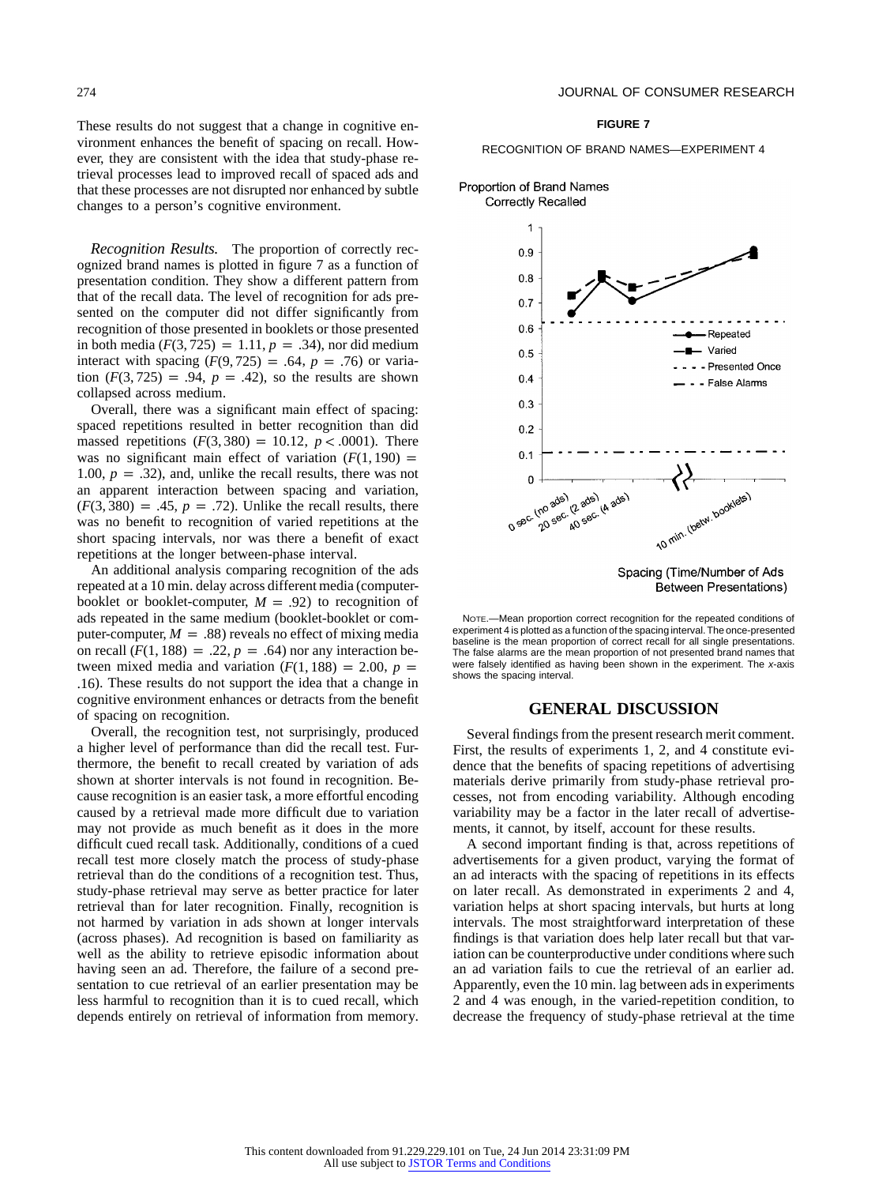These results do not suggest that a change in cognitive environment enhances the benefit of spacing on recall. However, they are consistent with the idea that study-phase retrieval processes lead to improved recall of spaced ads and that these processes are not disrupted nor enhanced by subtle changes to a person's cognitive environment.

*Recognition Results.* The proportion of correctly recognized brand names is plotted in figure 7 as a function of presentation condition. They show a different pattern from that of the recall data. The level of recognition for ads presented on the computer did not differ significantly from recognition of those presented in booklets or those presented in both media ($F(3, 725) = 1.11, p = .34$), nor did medium interact with spacing ($F(9, 725) = .64, p = .76$) or variation ($F(3, 725) = .94, p = .42$), so the results are shown collapsed across medium.

Overall, there was a significant main effect of spacing: spaced repetitions resulted in better recognition than did massed repetitions ($F(3, 380) = 10.12, p < .0001$). There was no significant main effect of variation ($F(1, 190) = 1.00, p = .32$), and, unlike the recall results, there was not an apparent interaction between spacing and variation, ($F(3, 380) = .45, p = .72$). Unlike the recall results, there was no benefit to recognition of varied repetitions at the short spacing intervals, nor was there a benefit of exact repetitions at the longer between-phase interval.

An additional analysis comparing recognition of the ads repeated at a 10 min. delay across different media (computer-booklet or booklet-computer, $M = .92$) to recognition of ads repeated in the same medium (booklet-booklet or computer-computer, $M = .88$) reveals no effect of mixing media on recall ($F(1, 188) = .22, p = .64$) nor any interaction between mixed media and variation ($F(1, 188) = 2.00, p = .16$). These results do not support the idea that a change in cognitive environment enhances or detracts from the benefit of spacing on recognition.

Overall, the recognition test, not surprisingly, produced a higher level of performance than did the recall test. Furthermore, the benefit to recall created by variation of ads shown at shorter intervals is not found in recognition. Because recognition is an easier task, a more effortful encoding caused by a retrieval made more difficult due to variation may not provide as much benefit as it does in the more difficult cued recall task. Additionally, conditions of a cued recall test more closely match the process of study-phase retrieval than do the conditions of a recognition test. Thus, study-phase retrieval may serve as better practice for later retrieval than for later recognition. Finally, recognition is not harmed by variation in ads shown at longer intervals (across phases). Ad recognition is based on familiarity as well as the ability to retrieve episodic information about having seen an ad. Therefore, the failure of a second presentation to cue retrieval of an earlier presentation may be less harmful to recognition than it is to cued recall, which depends entirely on retrieval of information from memory.

**FIGURE 7**

RECOGNITION OF BRAND NAMES—EXPERIMENT 4

Proportion of Brand Names Correctly Recalled

1
0.9
0.8
0.7
0.6
0.5
0.4
0.3
0.2
0.1
0

Repeated
Varied
Presented Once
False Alarms

0 sec. (no ads)
20 sec. (2 ads)
40 sec. (4 ads)
10 min. (betw. booklets)

Spacing (Time/Number of Ads Between Presentations)

NOTE.—Mean proportion correct recognition for the repeated conditions of experiment 4 is plotted as a function of the spacing interval. The once-presented baseline is the mean proportion of correct recall for all single presentations. The false alarms are the mean proportion of not presented brand names that were falsely identified as having been shown in the experiment. The *x*-axis shows the spacing interval.

## GENERAL DISCUSSION

Several findings from the present research merit comment. First, the results of experiments 1, 2, and 4 constitute evidence that the benefits of spacing repetitions of advertising materials derive primarily from study-phase retrieval processes, not from encoding variability. Although encoding variability may be a factor in the later recall of advertisements, it cannot, by itself, account for these results.

A second important finding is that, across repetitions of advertisements for a given product, varying the format of an ad interacts with the spacing of repetitions in its effects on later recall. As demonstrated in experiments 2 and 4, variation helps at short spacing intervals, but hurts at long intervals. The most straightforward interpretation of these findings is that variation does help later recall but that variation can be counterproductive under conditions where such an ad variation fails to cue the retrieval of an earlier ad. Apparently, even the 10 min. lag between ads in experiments 2 and 4 was enough, in the varied-repetition condition, to decrease the frequency of study-phase retrieval at the time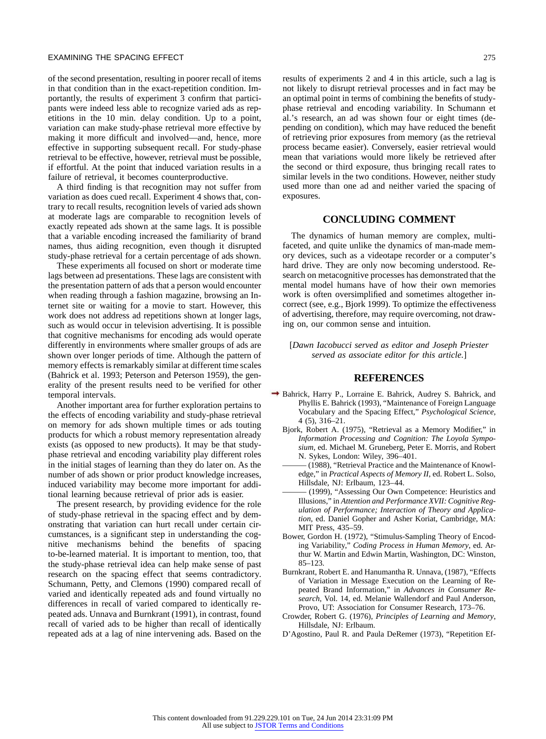of the second presentation, resulting in poorer recall of items in that condition than in the exact-repetition condition. Importantly, the results of experiment 3 confirm that participants were indeed less able to recognize varied ads as repetitions in the 10 min. delay condition. Up to a point, variation can make study-phase retrieval more effective by making it more difficult and involved—and, hence, more effective in supporting subsequent recall. For study-phase retrieval to be effective, however, retrieval must be possible, if effortful. At the point that induced variation results in a failure of retrieval, it becomes counterproductive.

A third finding is that recognition may not suffer from variation as does cued recall. Experiment 4 shows that, contrary to recall results, recognition levels of varied ads shown at moderate lags are comparable to recognition levels of exactly repeated ads shown at the same lags. It is possible that a variable encoding increased the familiarity of brand names, thus aiding recognition, even though it disrupted study-phase retrieval for a certain percentage of ads shown.

These experiments all focused on short or moderate time lags between ad presentations. These lags are consistent with the presentation pattern of ads that a person would encounter when reading through a fashion magazine, browsing an Internet site or waiting for a movie to start. However, this work does not address ad repetitions shown at longer lags, such as would occur in television advertising. It is possible that cognitive mechanisms for encoding ads would operate differently in environments where smaller groups of ads are shown over longer periods of time. Although the pattern of memory effects is remarkably similar at different time scales (Bahrick et al. 1993; Peterson and Peterson 1959), the generality of the present results need to be verified for other temporal intervals.

Another important area for further exploration pertains to the effects of encoding variability and study-phase retrieval on memory for ads shown multiple times or ads touting products for which a robust memory representation already exists (as opposed to new products). It may be that study-phase retrieval and encoding variability play different roles in the initial stages of learning than they do later on. As the number of ads shown or prior product knowledge increases, induced variability may become more important for additional learning because retrieval of prior ads is easier.

The present research, by providing evidence for the role of study-phase retrieval in the spacing effect and by demonstrating that variation can hurt recall under certain circumstances, is a significant step in understanding the cognitive mechanisms behind the benefits of spacing to-be-learned material. It is important to mention, too, that the study-phase retrieval idea can help make sense of past research on the spacing effect that seems contradictory. Schumann, Petty, and Clemons (1990) compared recall of varied and identically repeated ads and found virtually no differences in recall of varied compared to identically repeated ads. Unnava and Burnkrant (1991), in contrast, found recall of varied ads to be higher than recall of identically repeated ads at a lag of nine intervening ads. Based on the results of experiments 2 and 4 in this article, such a lag is not likely to disrupt retrieval processes and in fact may be an optimal point in terms of combining the benefits of study-phase retrieval and encoding variability. In Schumann et al.'s research, an ad was shown four or eight times (depending on condition), which may have reduced the benefit of retrieving prior exposures from memory (as the retrieval process became easier). Conversely, easier retrieval would mean that variations would more likely be retrieved after the second or third exposure, thus bringing recall rates to similar levels in the two conditions. However, neither study used more than one ad and neither varied the spacing of exposures.

## CONCLUDING COMMENT

The dynamics of human memory are complex, multifaceted, and quite unlike the dynamics of man-made memory devices, such as a videotape recorder or a computer's hard drive. They are only now becoming understood. Research on metacognitive processes has demonstrated that the mental model humans have of how their own memories work is often oversimplified and sometimes altogether incorrect (see, e.g., Bjork 1999). To optimize the effectiveness of advertising, therefore, may require overcoming, not drawing on, our common sense and intuition.

[*Dawn Iacobucci served as editor and Joseph Priester served as associate editor for this article.*]

## REFERENCES

Bahrick, Harry P., Lorraine E. Bahrick, Audrey S. Bahrick, and Phyllis E. Bahrick (1993), "Maintenance of Foreign Language Vocabulary and the Spacing Effect," *Psychological Science*, 4 (5), 316–21.

Bjork, Robert A. (1975), "Retrieval as a Memory Modifier," in *Information Processing and Cognition: The Loyola Symposium*, ed. Michael M. Gruneberg, Peter E. Morris, and Robert N. Sykes, London: Wiley, 396–401.

——— (1988), "Retrieval Practice and the Maintenance of Knowledge," in *Practical Aspects of Memory II*, ed. Robert L. Solso, Hillsdale, NJ: Erlbaum, 123–44.

——— (1999), "Assessing Our Own Competence: Heuristics and Illusions," in *Attention and Performance XVII: Cognitive Regulation of Performance; Interaction of Theory and Application*, ed. Daniel Gopher and Asher Koriat, Cambridge, MA: MIT Press, 435–59.

Bower, Gordon H. (1972), "Stimulus-Sampling Theory of Encoding Variability," *Coding Process in Human Memory*, ed. Arthur W. Martin and Edwin Martin, Washington, DC: Winston, 85–123.

Burnkrant, Robert E. and Hanumantha R. Unnava, (1987), "Effects of Variation in Message Execution on the Learning of Repeated Brand Information," in *Advances in Consumer Research*, Vol. 14, ed. Melanie Wallendorf and Paul Anderson, Provo, UT: Association for Consumer Research, 173–76.

Crowder, Robert G. (1976), *Principles of Learning and Memory*, Hillsdale, NJ: Erlbaum.

D'Agostino, Paul R. and Paula DeRemer (1973), "Repetition Ef-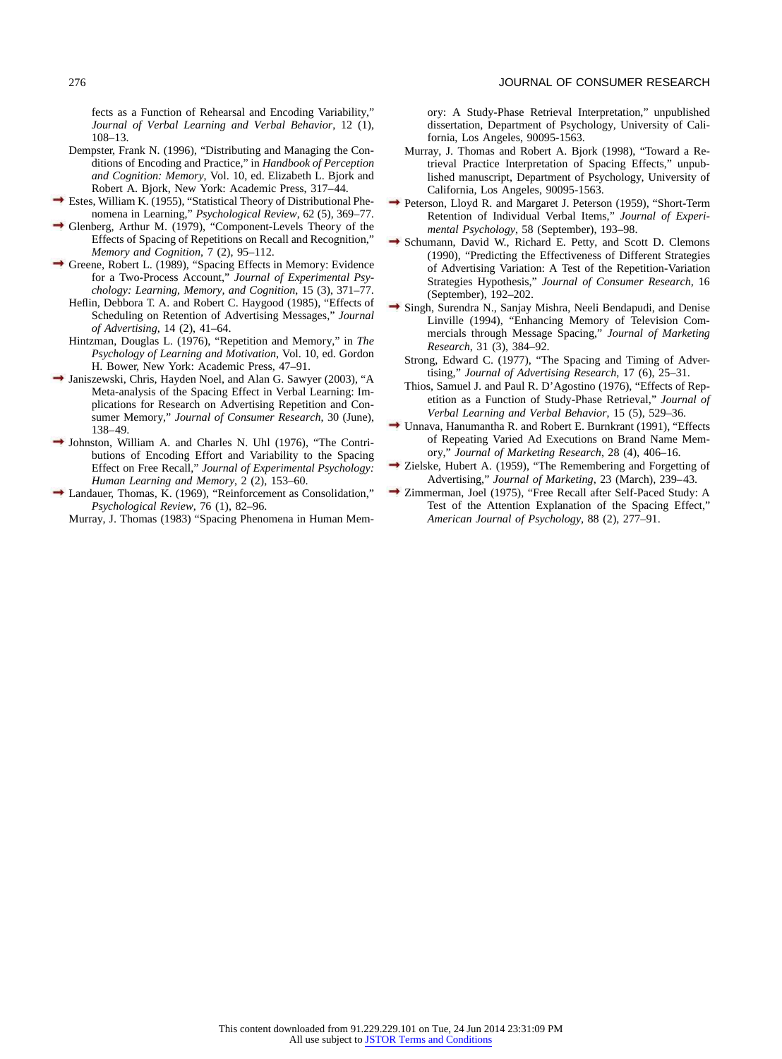fects as a Function of Rehearsal and Encoding Variability," *Journal of Verbal Learning and Verbal Behavior*, 12 (1), 108–13.

Dempster, Frank N. (1996), "Distributing and Managing the Conditions of Encoding and Practice," in *Handbook of Perception and Cognition: Memory*, Vol. 10, ed. Elizabeth L. Bjork and Robert A. Bjork, New York: Academic Press, 317–44.

Estes, William K. (1955), "Statistical Theory of Distributional Phenomena in Learning," *Psychological Review*, 62 (5), 369–77.

Glenberg, Arthur M. (1979), "Component-Levels Theory of the Effects of Spacing of Repetitions on Recall and Recognition," *Memory and Cognition*, 7 (2), 95–112.

Greene, Robert L. (1989), "Spacing Effects in Memory: Evidence for a Two-Process Account," *Journal of Experimental Psychology: Learning, Memory, and Cognition*, 15 (3), 371–77.

Heflin, Debbora T. A. and Robert C. Haygood (1985), "Effects of Scheduling on Retention of Advertising Messages," *Journal of Advertising*, 14 (2), 41–64.

Hintzman, Douglas L. (1976), "Repetition and Memory," in *The Psychology of Learning and Motivation*, Vol. 10, ed. Gordon H. Bower, New York: Academic Press, 47–91.

Janiszewski, Chris, Hayden Noel, and Alan G. Sawyer (2003), "A Meta-analysis of the Spacing Effect in Verbal Learning: Implications for Research on Advertising Repetition and Consumer Memory," *Journal of Consumer Research*, 30 (June), 138–49.

Johnston, William A. and Charles N. Uhl (1976), "The Contributions of Encoding Effort and Variability to the Spacing Effect on Free Recall," *Journal of Experimental Psychology: Human Learning and Memory*, 2 (2), 153–60.

Landauer, Thomas, K. (1969), "Reinforcement as Consolidation," *Psychological Review*, 76 (1), 82–96.

Murray, J. Thomas (1983) "Spacing Phenomena in Human Memory: A Study-Phase Retrieval Interpretation," unpublished dissertation, Department of Psychology, University of California, Los Angeles, 90095-1563.

Murray, J. Thomas and Robert A. Bjork (1998), "Toward a Retrieval Practice Interpretation of Spacing Effects," unpublished manuscript, Department of Psychology, University of California, Los Angeles, 90095-1563.

Peterson, Lloyd R. and Margaret J. Peterson (1959), "Short-Term Retention of Individual Verbal Items," *Journal of Experimental Psychology*, 58 (September), 193–98.

Schumann, David W., Richard E. Petty, and Scott D. Clemons (1990), "Predicting the Effectiveness of Different Strategies of Advertising Variation: A Test of the Repetition-Variation Strategies Hypothesis," *Journal of Consumer Research*, 16 (September), 192–202.

Singh, Surendra N., Sanjay Mishra, Neeli Bendapudi, and Denise Linville (1994), "Enhancing Memory of Television Commercials through Message Spacing," *Journal of Marketing Research*, 31 (3), 384–92.

Strong, Edward C. (1977), "The Spacing and Timing of Advertising," *Journal of Advertising Research*, 17 (6), 25–31.

Thios, Samuel J. and Paul R. D'Agostino (1976), "Effects of Repetition as a Function of Study-Phase Retrieval," *Journal of Verbal Learning and Verbal Behavior*, 15 (5), 529–36.

Unnava, Hanumantha R. and Robert E. Burnkrant (1991), "Effects of Repeating Varied Ad Executions on Brand Name Memory," *Journal of Marketing Research*, 28 (4), 406–16.

Zielske, Hubert A. (1959), "The Remembering and Forgetting of Advertising," *Journal of Marketing*, 23 (March), 239–43.

Zimmerman, Joel (1975), "Free Recall after Self-Paced Study: A Test of the Attention Explanation of the Spacing Effect," *American Journal of Psychology*, 88 (2), 277–91.